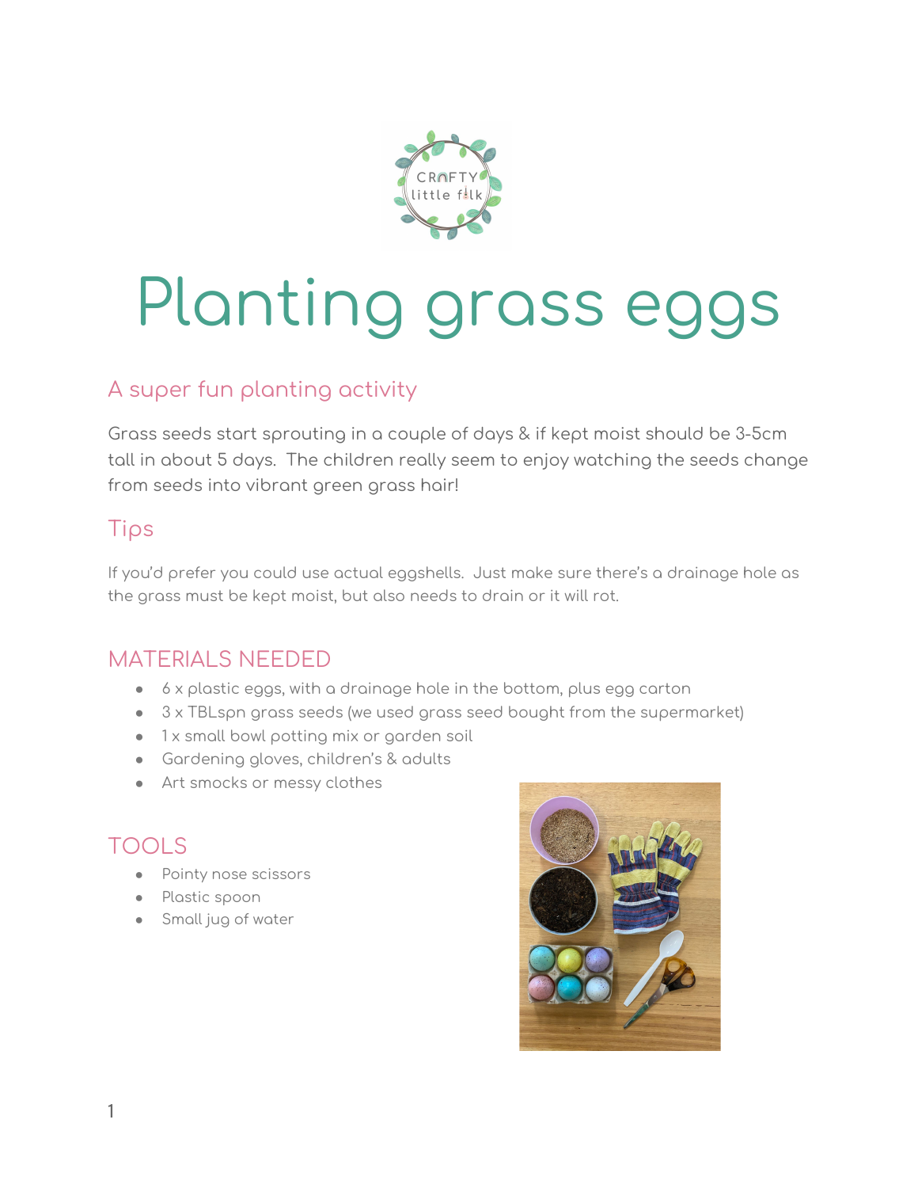# Planting grass eggs

## A super fun planting activity

Grass seeds start sprouting in a couple of days & if kept moist should be 3-5cm tall in about 5 days. The children really seem to enjoy watching the seeds change from seeds into vibrant green grass hair!

## Tips

If you'd prefer you could use actual eggshells. Just make sure there's a drainage hole as the grass must be kept moist, but also needs to drain or it will rot.

## MATERIALS NEEDED

- 6 x plastic eggs, with a drainage hole in the bottom, plus egg carton
- 3 x TBLspn grass seeds (we used grass seed bought from the supermarket)
- 1 x small bowl potting mix or garden soil
- Gardening gloves, children's & adults
- Art smocks or messy clothes

## TOOLS

- Pointy nose scissors
- Plastic spoon
- Small jug of water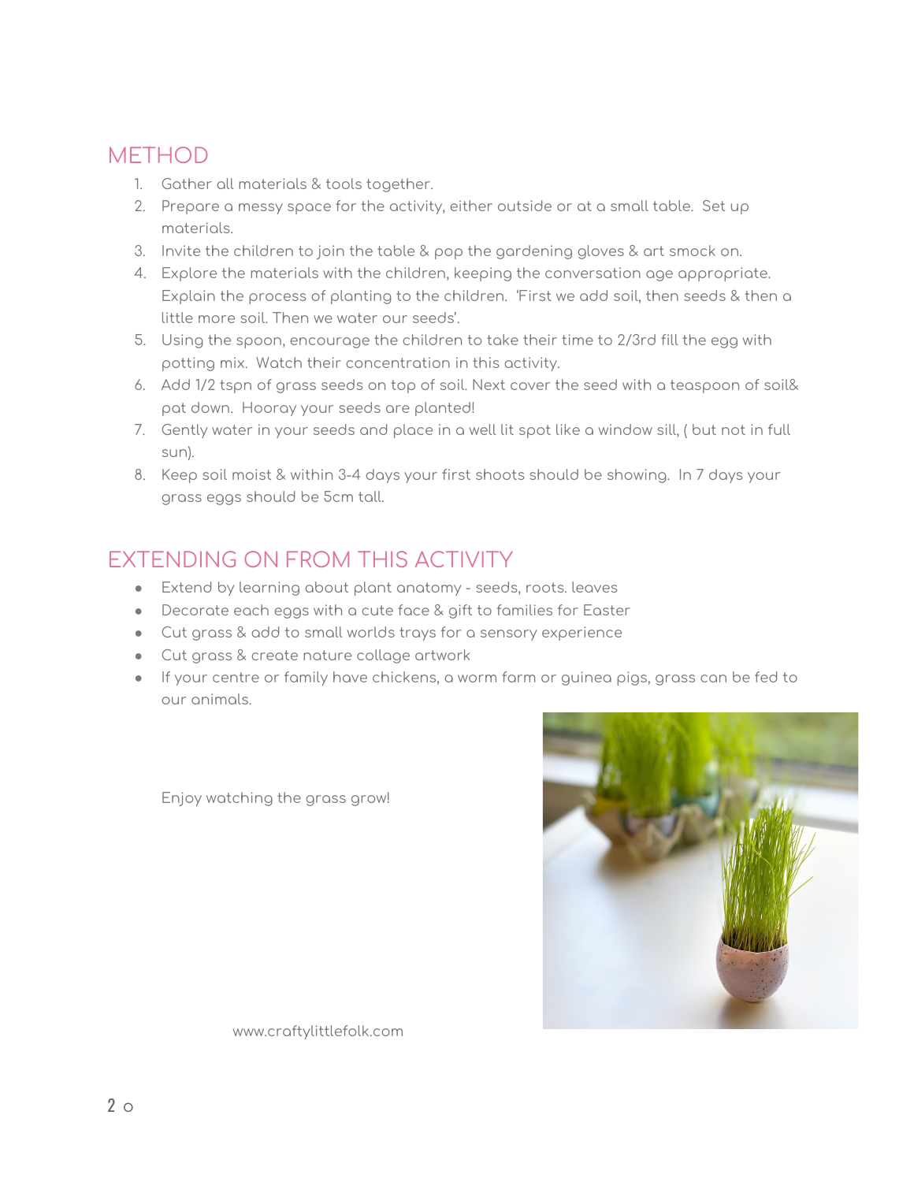## METHOD

1. Gather all materials & tools together.
2. Prepare a messy space for the activity, either outside or at a small table. Set up materials.
3. Invite the children to join the table & pop the gardening gloves & art smock on.
4. Explore the materials with the children, keeping the conversation age appropriate. Explain the process of planting to the children. 'First we add soil, then seeds & then a little more soil. Then we water our seeds'.
5. Using the spoon, encourage the children to take their time to 2/3rd fill the egg with potting mix. Watch their concentration in this activity.
6. Add 1/2 tspn of grass seeds on top of soil. Next cover the seed with a teaspoon of soil& pat down. Hooray your seeds are planted!
7. Gently water in your seeds and place in a well lit spot like a window sill, ( but not in full sun).
8. Keep soil moist & within 3-4 days your first shoots should be showing. In 7 days your grass eggs should be 5cm tall.

## EXTENDING ON FROM THIS ACTIVITY

- Extend by learning about plant anatomy - seeds, roots. leaves
- Decorate each eggs with a cute face & gift to families for Easter
- Cut grass & add to small worlds trays for a sensory experience
- Cut grass & create nature collage artwork
- If your centre or family have chickens, a worm farm or guinea pigs, grass can be fed to our animals.

Enjoy watching the grass grow!

www.craftylittlefolk.com